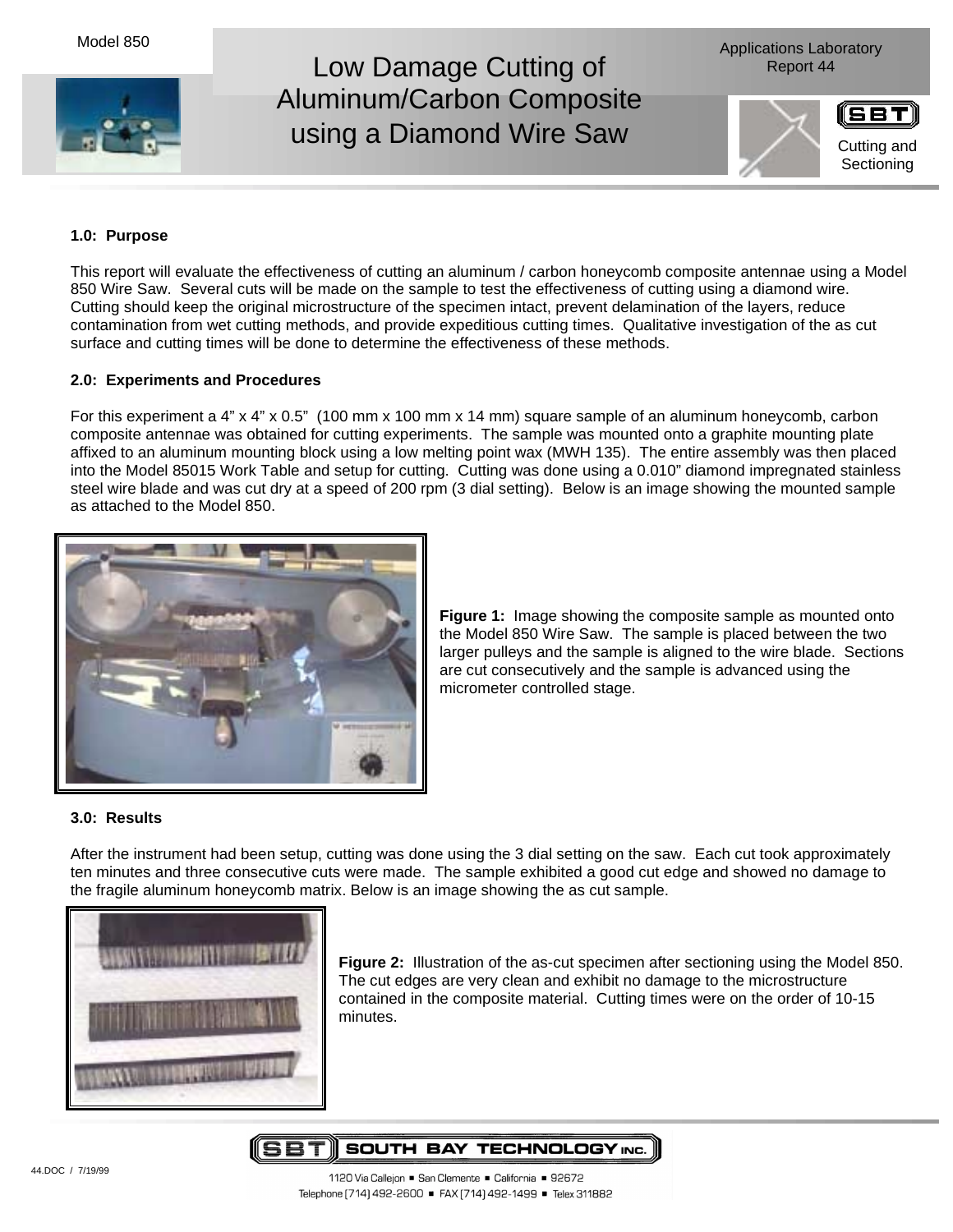Model 850

# Low Damage Cutting of Aluminum/Carbon Composite using a Diamond Wire Saw

Applications Laboratory Report 44

Cutting and Sectioning

## 1.0: Purpose

This report will evaluate the effectiveness of cutting an aluminum / carbon honeycomb composite antennae using a Model 850 Wire Saw. Several cuts will be made on the sample to test the effectiveness of cutting using a diamond wire. Cutting should keep the original microstructure of the specimen intact, prevent delamination of the layers, reduce contamination from wet cutting methods, and provide expeditious cutting times. Qualitative investigation of the as cut surface and cutting times will be done to determine the effectiveness of these methods.

## 2.0: Experiments and Procedures

For this experiment a 4” x 4” x 0.5” (100 mm x 100 mm x 14 mm) square sample of an aluminum honeycomb, carbon composite antennae was obtained for cutting experiments. The sample was mounted onto a graphite mounting plate affixed to an aluminum mounting block using a low melting point wax (MWH 135). The entire assembly was then placed into the Model 85015 Work Table and setup for cutting. Cutting was done using a 0.010” diamond impregnated stainless steel wire blade and was cut dry at a speed of 200 rpm (3 dial setting). Below is an image showing the mounted sample as attached to the Model 850.

**Figure 1:** Image showing the composite sample as mounted onto the Model 850 Wire Saw. The sample is placed between the two larger pulleys and the sample is aligned to the wire blade. Sections are cut consecutively and the sample is advanced using the micrometer controlled stage.

## 3.0: Results

After the instrument had been setup, cutting was done using the 3 dial setting on the saw. Each cut took approximately ten minutes and three consecutive cuts were made. The sample exhibited a good cut edge and showed no damage to the fragile aluminum honeycomb matrix. Below is an image showing the as cut sample.

**Figure 2:** Illustration of the as-cut specimen after sectioning using the Model 850. The cut edges are very clean and exhibit no damage to the microstructure contained in the composite material. Cutting times were on the order of 10-15 minutes.

44.DOC / 7/19/99

SOUTH BAY TECHNOLOGY INC.

1120 Via Callejon ▪ San Clemente ▪ California ▪ 92672

Telephone [714] 492-2600 ▪ FAX [714] 492-1499 ▪ Telex 311882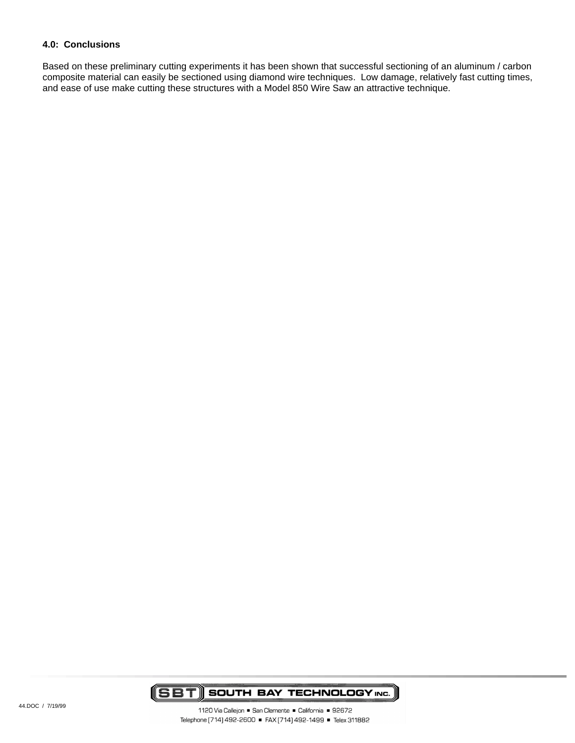**4.0: Conclusions**

Based on these preliminary cutting experiments it has been shown that successful sectioning of an aluminum / carbon composite material can easily be sectioned using diamond wire techniques. Low damage, relatively fast cutting times, and ease of use make cutting these structures with a Model 850 Wire Saw an attractive technique.